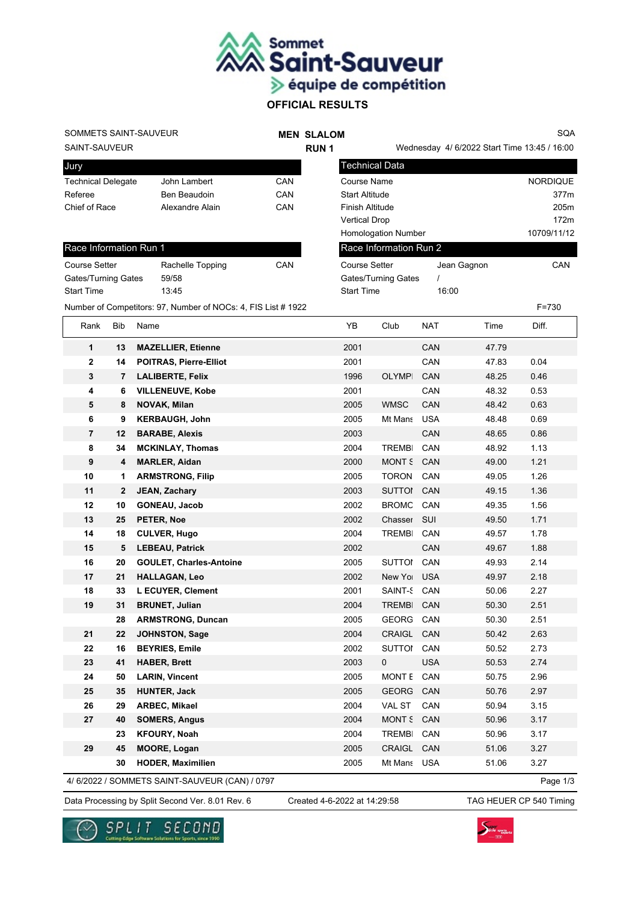# Sommet Saint-Sauveur
équipe de compétition

## OFFICIAL RESULTS

SOMMETS SAINT-SAUVEUR
SAINT-SAUVEUR

**MEN SLALOM**
**RUN 1**

SQA
Wednesday 4/ 6/2022 Start Time 13:45 / 16:00

| Jury | | |
|---|---|---|
| Technical Delegate | John Lambert | CAN |
| Referee | Ben Beaudoin | CAN |
| Chief of Race | Alexandre Alain | CAN |

| Technical Data | |
|---|---|
| Course Name | NORDIQUE |
| Start Altitude | 377m |
| Finish Altitude | 205m |
| Vertical Drop | 172m |
| Homologation Number | 10709/11/12 |

| Race Information Run 1 | | |
|---|---|---|
| Course Setter | Rachelle Topping | CAN |
| Gates/Turning Gates | 59/58 | |
| Start Time | 13:45 | |

| Race Information Run 2 | | |
|---|---|---|
| Course Setter | Jean Gagnon | CAN |
| Gates/Turning Gates | / | |
| Start Time | 16:00 | |

Number of Competitors: 97, Number of NOCs: 4, FIS List # 1922 F=730

| Rank | Bib | Name | YB | Club | NAT | Time | Diff. |
|---|---|---|---|---|---|---|---|
| 1 | 13 | **MAZELLIER, Etienne** | 2001 | | CAN | 47.79 | |
| 2 | 14 | **POITRAS, Pierre-Elliot** | 2001 | | CAN | 47.83 | 0.04 |
| 3 | 7 | **LALIBERTE, Felix** | 1996 | OLYMPI | CAN | 48.25 | 0.46 |
| 4 | 6 | **VILLENEUVE, Kobe** | 2001 | | CAN | 48.32 | 0.53 |
| 5 | 8 | **NOVAK, Milan** | 2005 | WMSC | CAN | 48.42 | 0.63 |
| 6 | 9 | **KERBAUGH, John** | 2005 | Mt Mans | USA | 48.48 | 0.69 |
| 7 | 12 | **BARABE, Alexis** | 2003 | | CAN | 48.65 | 0.86 |
| 8 | 34 | **MCKINLAY, Thomas** | 2004 | TREMBI | CAN | 48.92 | 1.13 |
| 9 | 4 | **MARLER, Aidan** | 2000 | MONT S | CAN | 49.00 | 1.21 |
| 10 | 1 | **ARMSTRONG, Filip** | 2005 | TORON | CAN | 49.05 | 1.26 |
| 11 | 2 | **JEAN, Zachary** | 2003 | SUTTOI | CAN | 49.15 | 1.36 |
| 12 | 10 | **GONEAU, Jacob** | 2002 | BROMC | CAN | 49.35 | 1.56 |
| 13 | 25 | **PETER, Noe** | 2002 | Chasser | SUI | 49.50 | 1.71 |
| 14 | 18 | **CULVER, Hugo** | 2004 | TREMBI | CAN | 49.57 | 1.78 |
| 15 | 5 | **LEBEAU, Patrick** | 2002 | | CAN | 49.67 | 1.88 |
| 16 | 20 | **GOULET, Charles-Antoine** | 2005 | SUTTOI | CAN | 49.93 | 2.14 |
| 17 | 21 | **HALLAGAN, Leo** | 2002 | New Yo | USA | 49.97 | 2.18 |
| 18 | 33 | **L ECUYER, Clement** | 2001 | SAINT-S | CAN | 50.06 | 2.27 |
| 19 | 31 | **BRUNET, Julian** | 2004 | TREMBI | CAN | 50.30 | 2.51 |
| | 28 | **ARMSTRONG, Duncan** | 2005 | GEORG | CAN | 50.30 | 2.51 |
| 21 | 22 | **JOHNSTON, Sage** | 2004 | CRAIGL | CAN | 50.42 | 2.63 |
| 22 | 16 | **BEYRIES, Emile** | 2002 | SUTTOI | CAN | 50.52 | 2.73 |
| 23 | 41 | **HABER, Brett** | 2003 | 0 | USA | 50.53 | 2.74 |
| 24 | 50 | **LARIN, Vincent** | 2005 | MONT E | CAN | 50.75 | 2.96 |
| 25 | 35 | **HUNTER, Jack** | 2005 | GEORG | CAN | 50.76 | 2.97 |
| 26 | 29 | **ARBEC, Mikael** | 2004 | VAL ST | CAN | 50.94 | 3.15 |
| 27 | 40 | **SOMERS, Angus** | 2004 | MONT S | CAN | 50.96 | 3.17 |
| | 23 | **KFOURY, Noah** | 2004 | TREMBI | CAN | 50.96 | 3.17 |
| 29 | 45 | **MOORE, Logan** | 2005 | CRAIGL | CAN | 51.06 | 3.27 |
| | 30 | **HODER, Maximilien** | 2005 | Mt Mans | USA | 51.06 | 3.27 |

4/ 6/2022 / SOMMETS SAINT-SAUVEUR (CAN) / 0797

Data Processing by Split Second Ver. 8.01 Rev. 6 Created 4-6-2022 at 14:29:58 TAG HEUER CP 540 Timing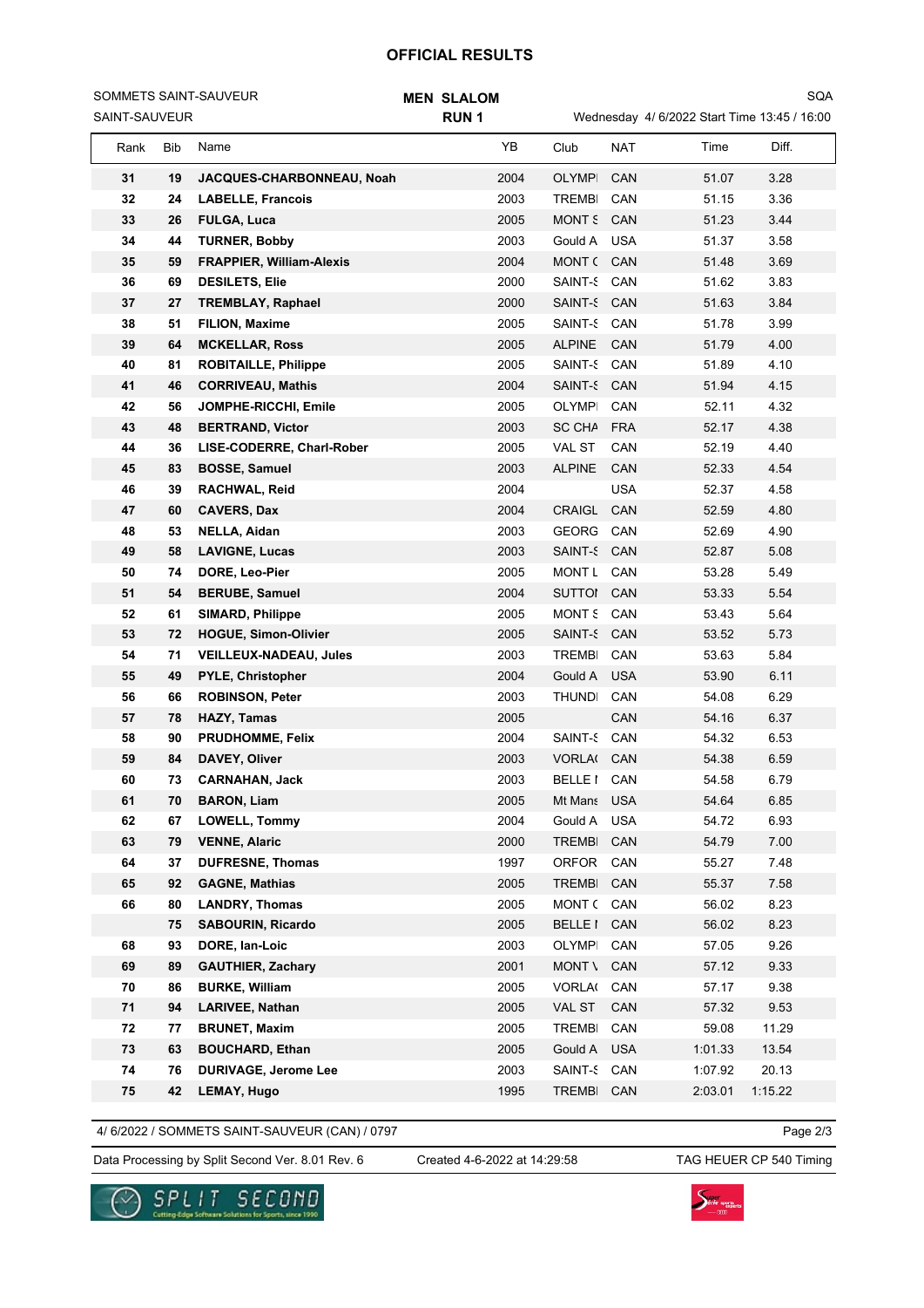# OFFICIAL RESULTS

SOMMETS SAINT-SAUVEUR
SAINT-SAUVEUR

**MEN SLALOM**
**RUN 1**

SQA
Wednesday 4/ 6/2022 Start Time 13:45 / 16:00

| Rank | Bib | Name | YB | Club | NAT | Time | Diff. |
|---|---|---|---|---|---|---|---|
| 31 | 19 | **JACQUES-CHARBONNEAU, Noah** | 2004 | OLYMPI | CAN | 51.07 | 3.28 |
| 32 | 24 | **LABELLE, Francois** | 2003 | TREMBI | CAN | 51.15 | 3.36 |
| 33 | 26 | **FULGA, Luca** | 2005 | MONT S | CAN | 51.23 | 3.44 |
| 34 | 44 | **TURNER, Bobby** | 2003 | Gould A | USA | 51.37 | 3.58 |
| 35 | 59 | **FRAPPIER, William-Alexis** | 2004 | MONT ( | CAN | 51.48 | 3.69 |
| 36 | 69 | **DESILETS, Elie** | 2000 | SAINT-S | CAN | 51.62 | 3.83 |
| 37 | 27 | **TREMBLAY, Raphael** | 2000 | SAINT-S | CAN | 51.63 | 3.84 |
| 38 | 51 | **FILION, Maxime** | 2005 | SAINT-S | CAN | 51.78 | 3.99 |
| 39 | 64 | **MCKELLAR, Ross** | 2005 | ALPINE | CAN | 51.79 | 4.00 |
| 40 | 81 | **ROBITAILLE, Philippe** | 2005 | SAINT-S | CAN | 51.89 | 4.10 |
| 41 | 46 | **CORRIVEAU, Mathis** | 2004 | SAINT-S | CAN | 51.94 | 4.15 |
| 42 | 56 | **JOMPHE-RICCHI, Emile** | 2005 | OLYMPI | CAN | 52.11 | 4.32 |
| 43 | 48 | **BERTRAND, Victor** | 2003 | SC CHA | FRA | 52.17 | 4.38 |
| 44 | 36 | **LISE-CODERRE, Charl-Rober** | 2005 | VAL ST | CAN | 52.19 | 4.40 |
| 45 | 83 | **BOSSE, Samuel** | 2003 | ALPINE | CAN | 52.33 | 4.54 |
| 46 | 39 | **RACHWAL, Reid** | 2004 | | USA | 52.37 | 4.58 |
| 47 | 60 | **CAVERS, Dax** | 2004 | CRAIGL | CAN | 52.59 | 4.80 |
| 48 | 53 | **NELLA, Aidan** | 2003 | GEORG | CAN | 52.69 | 4.90 |
| 49 | 58 | **LAVIGNE, Lucas** | 2003 | SAINT-S | CAN | 52.87 | 5.08 |
| 50 | 74 | **DORE, Leo-Pier** | 2005 | MONT L | CAN | 53.28 | 5.49 |
| 51 | 54 | **BERUBE, Samuel** | 2004 | SUTTOI | CAN | 53.33 | 5.54 |
| 52 | 61 | **SIMARD, Philippe** | 2005 | MONT S | CAN | 53.43 | 5.64 |
| 53 | 72 | **HOGUE, Simon-Olivier** | 2005 | SAINT-S | CAN | 53.52 | 5.73 |
| 54 | 71 | **VEILLEUX-NADEAU, Jules** | 2003 | TREMBI | CAN | 53.63 | 5.84 |
| 55 | 49 | **PYLE, Christopher** | 2004 | Gould A | USA | 53.90 | 6.11 |
| 56 | 66 | **ROBINSON, Peter** | 2003 | THUNDI | CAN | 54.08 | 6.29 |
| 57 | 78 | **HAZY, Tamas** | 2005 | | CAN | 54.16 | 6.37 |
| 58 | 90 | **PRUDHOMME, Felix** | 2004 | SAINT-S | CAN | 54.32 | 6.53 |
| 59 | 84 | **DAVEY, Oliver** | 2003 | VORLA( | CAN | 54.38 | 6.59 |
| 60 | 73 | **CARNAHAN, Jack** | 2003 | BELLE I | CAN | 54.58 | 6.79 |
| 61 | 70 | **BARON, Liam** | 2005 | Mt Mans | USA | 54.64 | 6.85 |
| 62 | 67 | **LOWELL, Tommy** | 2004 | Gould A | USA | 54.72 | 6.93 |
| 63 | 79 | **VENNE, Alaric** | 2000 | TREMBI | CAN | 54.79 | 7.00 |
| 64 | 37 | **DUFRESNE, Thomas** | 1997 | ORFOR | CAN | 55.27 | 7.48 |
| 65 | 92 | **GAGNE, Mathias** | 2005 | TREMBI | CAN | 55.37 | 7.58 |
| 66 | 80 | **LANDRY, Thomas** | 2005 | MONT ( | CAN | 56.02 | 8.23 |
| | 75 | **SABOURIN, Ricardo** | 2005 | BELLE I | CAN | 56.02 | 8.23 |
| 68 | 93 | **DORE, Ian-Loic** | 2003 | OLYMPI | CAN | 57.05 | 9.26 |
| 69 | 89 | **GAUTHIER, Zachary** | 2001 | MONT \ | CAN | 57.12 | 9.33 |
| 70 | 86 | **BURKE, William** | 2005 | VORLA( | CAN | 57.17 | 9.38 |
| 71 | 94 | **LARIVEE, Nathan** | 2005 | VAL ST | CAN | 57.32 | 9.53 |
| 72 | 77 | **BRUNET, Maxim** | 2005 | TREMBI | CAN | 59.08 | 11.29 |
| 73 | 63 | **BOUCHARD, Ethan** | 2005 | Gould A | USA | 1:01.33 | 13.54 |
| 74 | 76 | **DURIVAGE, Jerome Lee** | 2003 | SAINT-S | CAN | 1:07.92 | 20.13 |
| 75 | 42 | **LEMAY, Hugo** | 1995 | TREMBI | CAN | 2:03.01 | 1:15.22 |

4/ 6/2022 / SOMMETS SAINT-SAUVEUR (CAN) / 0797

Data Processing by Split Second Ver. 8.01 Rev. 6 | Created 4-6-2022 at 14:29:58 | TAG HEUER CP 540 Timing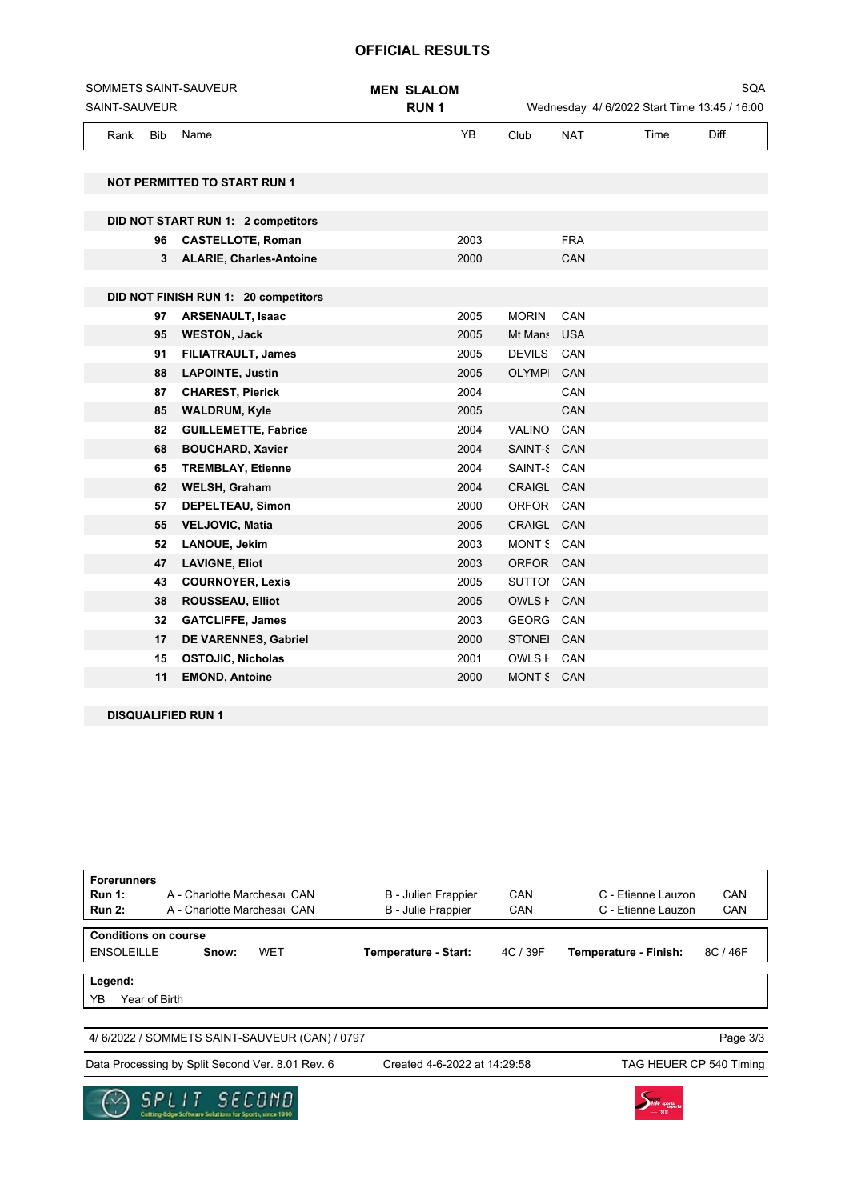# OFFICIAL RESULTS

SOMMETS SAINT-SAUVEUR
SAINT-SAUVEUR

**MEN SLALOM**
**RUN 1**

SQA
Wednesday 4/ 6/2022 Start Time 13:45 / 16:00

| Rank | Bib | Name | YB | Club | NAT | Time | Diff. |
|---|---|---|---|---|---|---|---|
| **NOT PERMITTED TO START RUN 1** | | | | | | | |
| **DID NOT START RUN 1: 2 competitors** | | | | | | | |
| | **96** | **CASTELLOTE, Roman** | 2003 | | FRA | | |
| | **3** | **ALARIE, Charles-Antoine** | 2000 | | CAN | | |
| **DID NOT FINISH RUN 1: 20 competitors** | | | | | | | |
| | **97** | **ARSENAULT, Isaac** | 2005 | MORIN | CAN | | |
| | **95** | **WESTON, Jack** | 2005 | Mt Mans | USA | | |
| | **91** | **FILIATRAULT, James** | 2005 | DEVILS | CAN | | |
| | **88** | **LAPOINTE, Justin** | 2005 | OLYMPI | CAN | | |
| | **87** | **CHAREST, Pierick** | 2004 | | CAN | | |
| | **85** | **WALDRUM, Kyle** | 2005 | | CAN | | |
| | **82** | **GUILLEMETTE, Fabrice** | 2004 | VALINO | CAN | | |
| | **68** | **BOUCHARD, Xavier** | 2004 | SAINT-S | CAN | | |
| | **65** | **TREMBLAY, Etienne** | 2004 | SAINT-S | CAN | | |
| | **62** | **WELSH, Graham** | 2004 | CRAIGL | CAN | | |
| | **57** | **DEPELTEAU, Simon** | 2000 | ORFOR | CAN | | |
| | **55** | **VELJOVIC, Matia** | 2005 | CRAIGL | CAN | | |
| | **52** | **LANOUE, Jekim** | 2003 | MONT S | CAN | | |
| | **47** | **LAVIGNE, Eliot** | 2003 | ORFOR | CAN | | |
| | **43** | **COURNOYER, Lexis** | 2005 | SUTTOI | CAN | | |
| | **38** | **ROUSSEAU, Elliot** | 2005 | OWLS H | CAN | | |
| | **32** | **GATCLIFFE, James** | 2003 | GEORG | CAN | | |
| | **17** | **DE VARENNES, Gabriel** | 2000 | STONEI | CAN | | |
| | **15** | **OSTOJIC, Nicholas** | 2001 | OWLS H | CAN | | |
| | **11** | **EMOND, Antoine** | 2000 | MONT S | CAN | | |
| **DISQUALIFIED RUN 1** | | | | | | | |

| **Forerunners** | | | | | | |
|---|---|---|---|---|---|---|
| **Run 1:** | A - Charlotte Marchesai | CAN | B - Julien Frappier | CAN | C - Etienne Lauzon | CAN |
| **Run 2:** | A - Charlotte Marchesai | CAN | B - Julie Frappier | CAN | C - Etienne Lauzon | CAN |

| **Conditions on course** | | | | | | |
|---|---|---|---|---|---|---|
| ENSOLEILLE | **Snow:** | WET | **Temperature - Start:** | 4C / 39F | **Temperature - Finish:** | 8C / 46F |

**Legend:**
YB Year of Birth

4/ 6/2022 / SOMMETS SAINT-SAUVEUR (CAN) / 0797

Data Processing by Split Second Ver. 8.01 Rev. 6 | Created 4-6-2022 at 14:29:58 | TAG HEUER CP 540 Timing